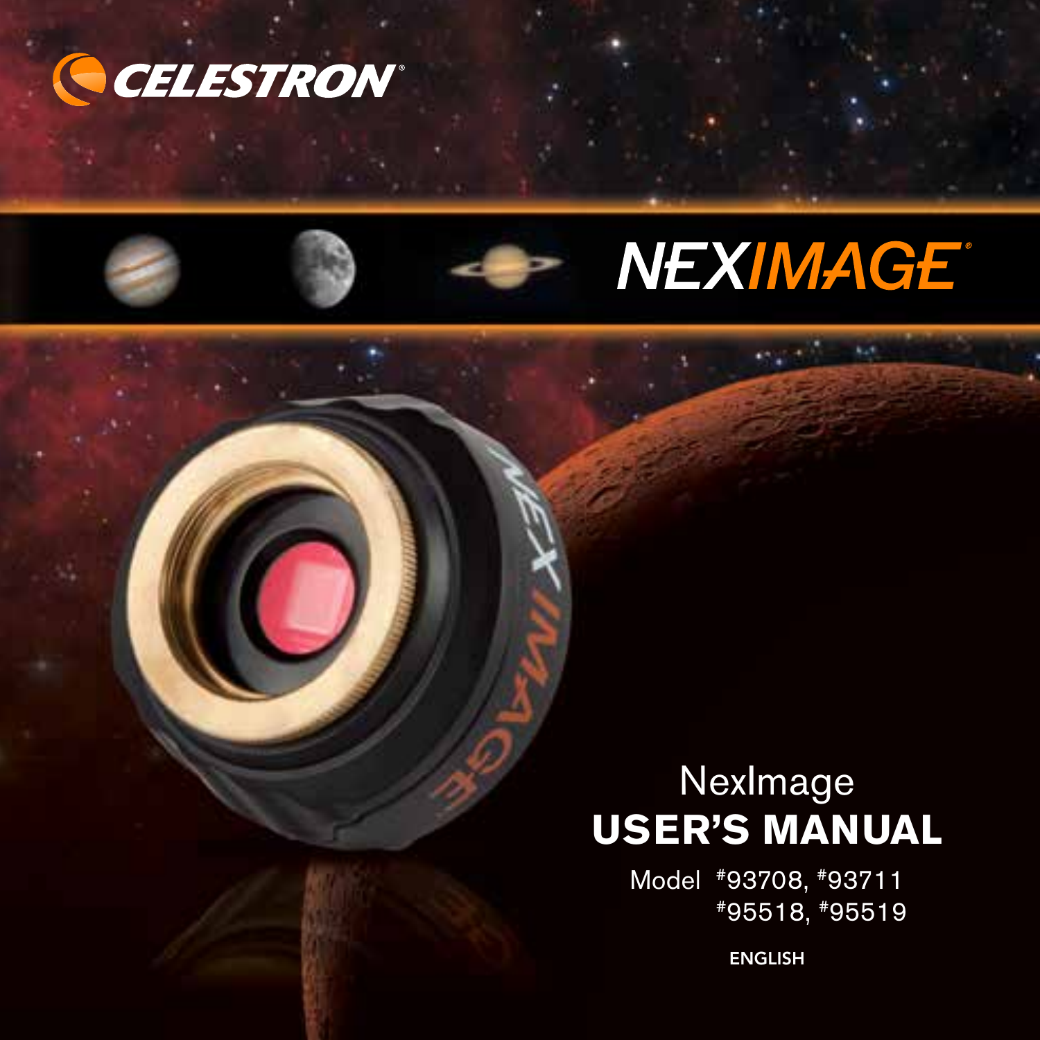CELESTRON

# NEXIMAGE

NexImage

# USER'S MANUAL

Model #93708, #93711
#95518, #95519

ENGLISH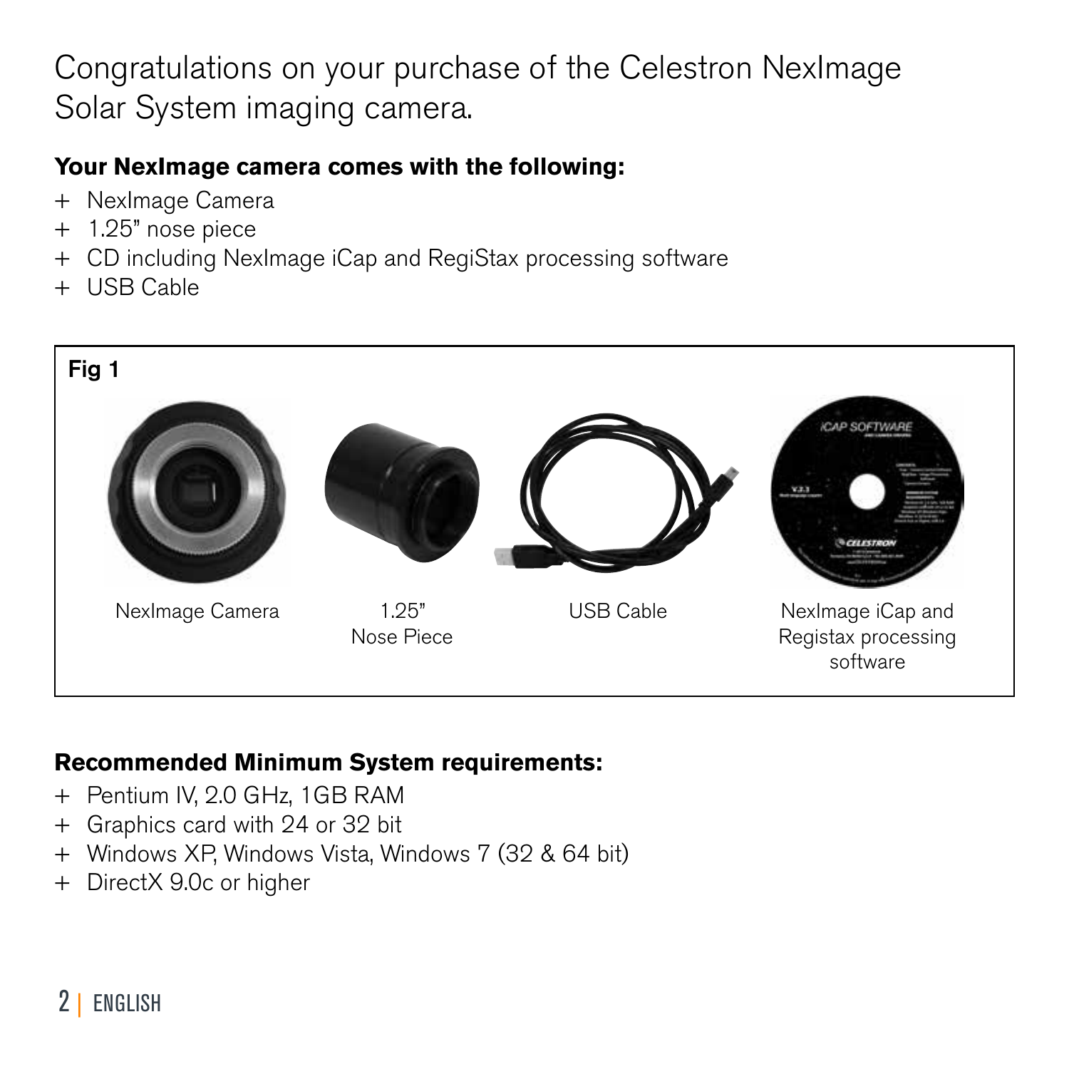# Congratulations on your purchase of the Celestron NexImage Solar System imaging camera.

**Your NexImage camera comes with the following:**

+ NexImage Camera
+ 1.25" nose piece
+ CD including NexImage iCap and RegiStax processing software
+ USB Cable

**Fig 1**

NexImage Camera

1.25" Nose Piece

USB Cable

NexImage iCap and Registax processing software

**Recommended Minimum System requirements:**

+ Pentium IV, 2.0 GHz, 1GB RAM
+ Graphics card with 24 or 32 bit
+ Windows XP, Windows Vista, Windows 7 (32 & 64 bit)
+ DirectX 9.0c or higher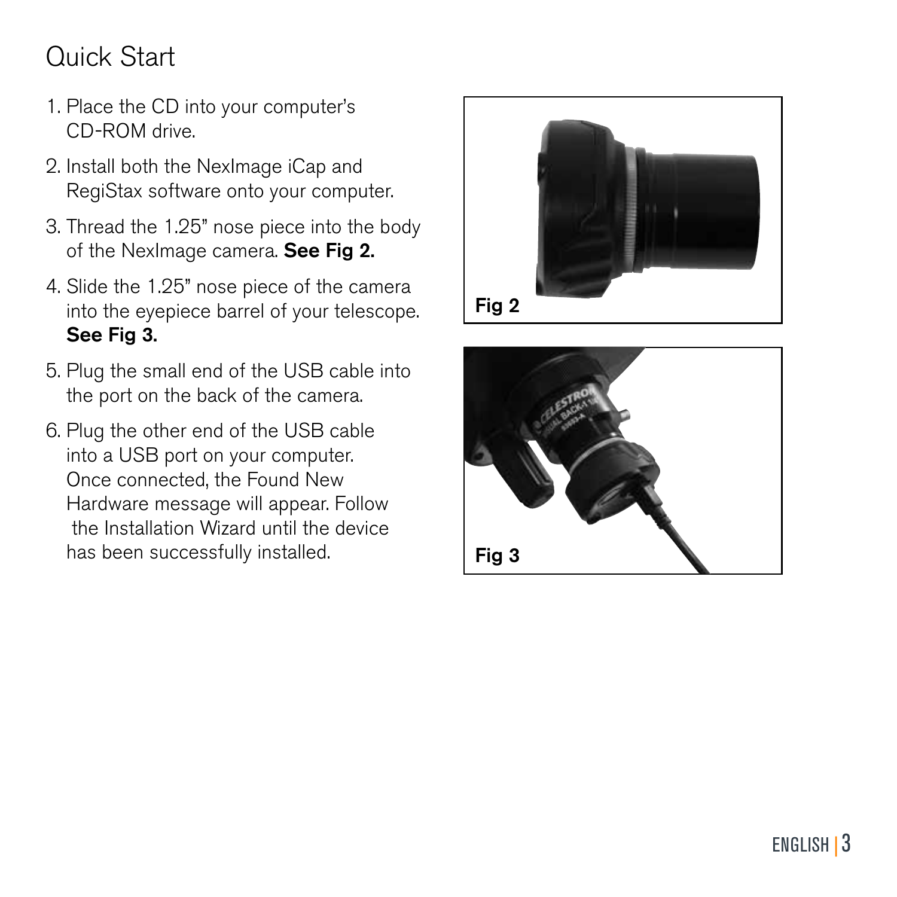# Quick Start

1. Place the CD into your computer's CD-ROM drive.
2. Install both the NexImage iCap and RegiStax software onto your computer.
3. Thread the 1.25" nose piece into the body of the NexImage camera. **See Fig 2.**
4. Slide the 1.25" nose piece of the camera into the eyepiece barrel of your telescope. **See Fig 3.**
5. Plug the small end of the USB cable into the port on the back of the camera.
6. Plug the other end of the USB cable into a USB port on your computer. Once connected, the Found New Hardware message will appear. Follow the Installation Wizard until the device has been successfully installed.

**Fig 2**

**Fig 3**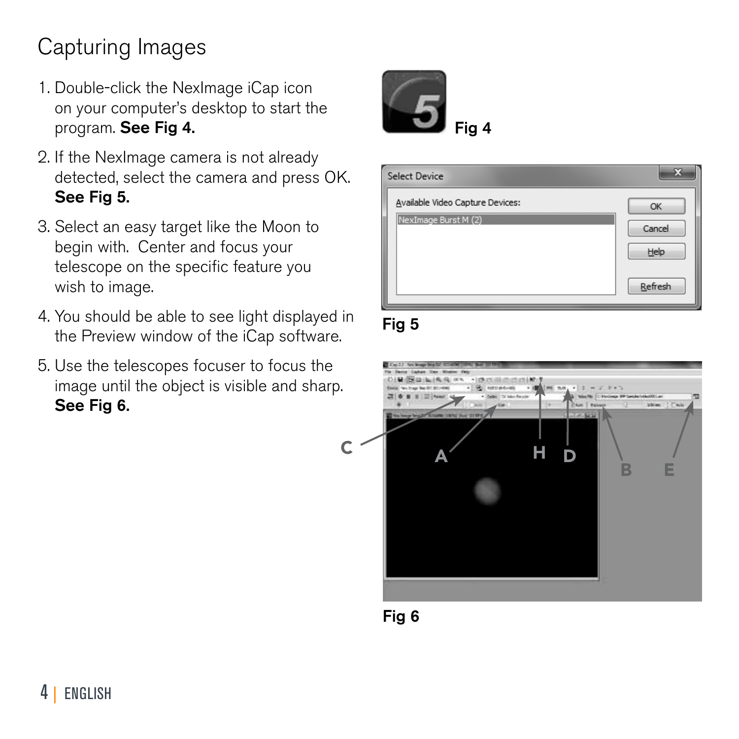# Capturing Images

1. Double-click the NexImage iCap icon on your computer's desktop to start the program. **See Fig 4.**
2. If the NexImage camera is not already detected, select the camera and press OK. **See Fig 5.**
3. Select an easy target like the Moon to begin with. Center and focus your telescope on the specific feature you wish to image.
4. You should be able to see light displayed in the Preview window of the iCap software.
5. Use the telescopes focuser to focus the image until the object is visible and sharp. **See Fig 6.**

**Fig 4**

Select Device

Available Video Capture Devices:

NexImage Burst M (2)

OK

Cancel

Help

Refresh

**Fig 5**

C A H D B E

**Fig 6**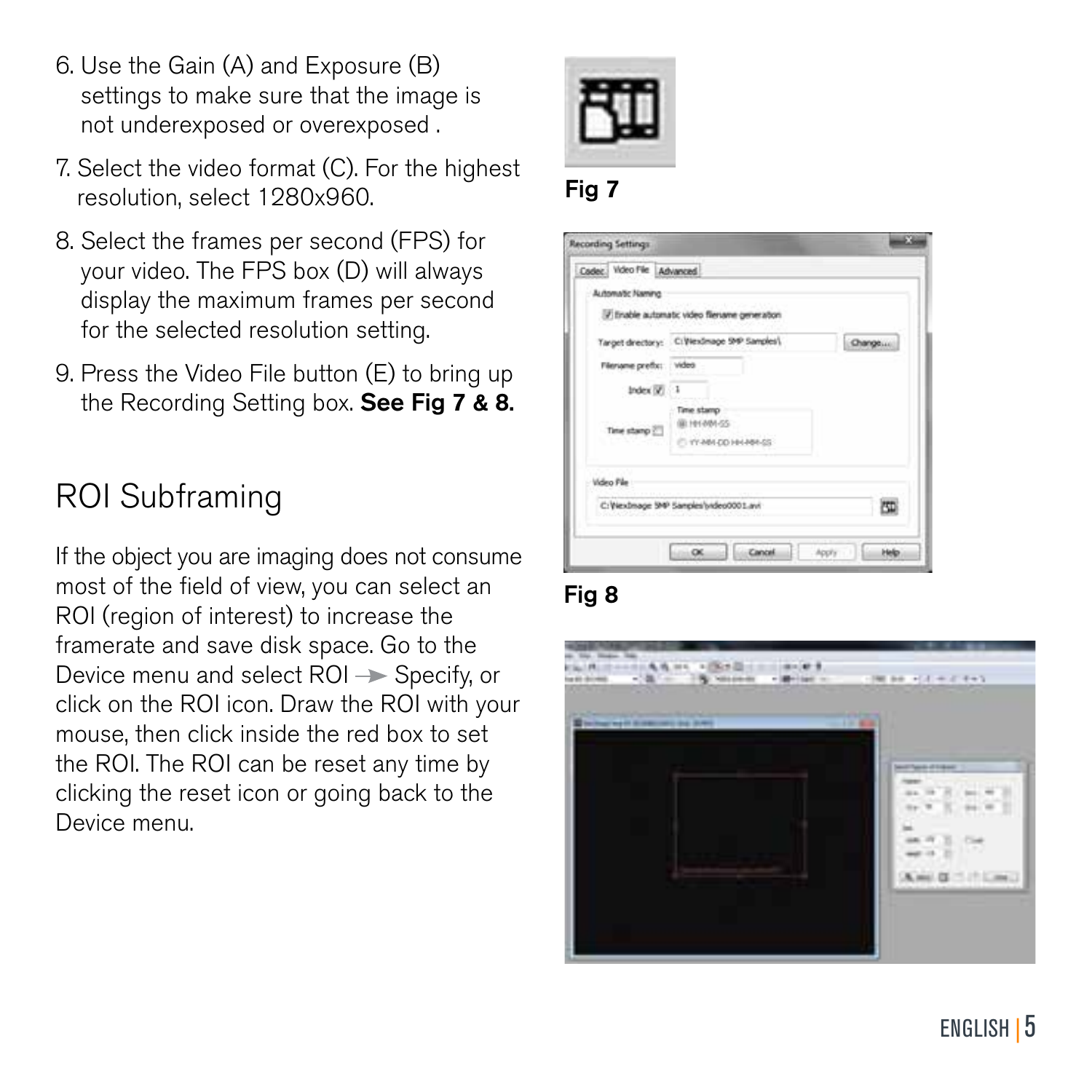6. Use the Gain (A) and Exposure (B) settings to make sure that the image is not underexposed or overexposed .
7. Select the video format (C). For the highest resolution, select 1280x960.
8. Select the frames per second (FPS) for your video. The FPS box (D) will always display the maximum frames per second for the selected resolution setting.
9. Press the Video File button (E) to bring up the Recording Setting box. **See Fig 7 & 8.**

## ROI Subframing

If the object you are imaging does not consume most of the field of view, you can select an ROI (region of interest) to increase the framerate and save disk space. Go to the Device menu and select ROI → Specify, or click on the ROI icon. Draw the ROI with your mouse, then click inside the red box to set the ROI. The ROI can be reset any time by clicking the reset icon or going back to the Device menu.

**Fig 7**

**Fig 8**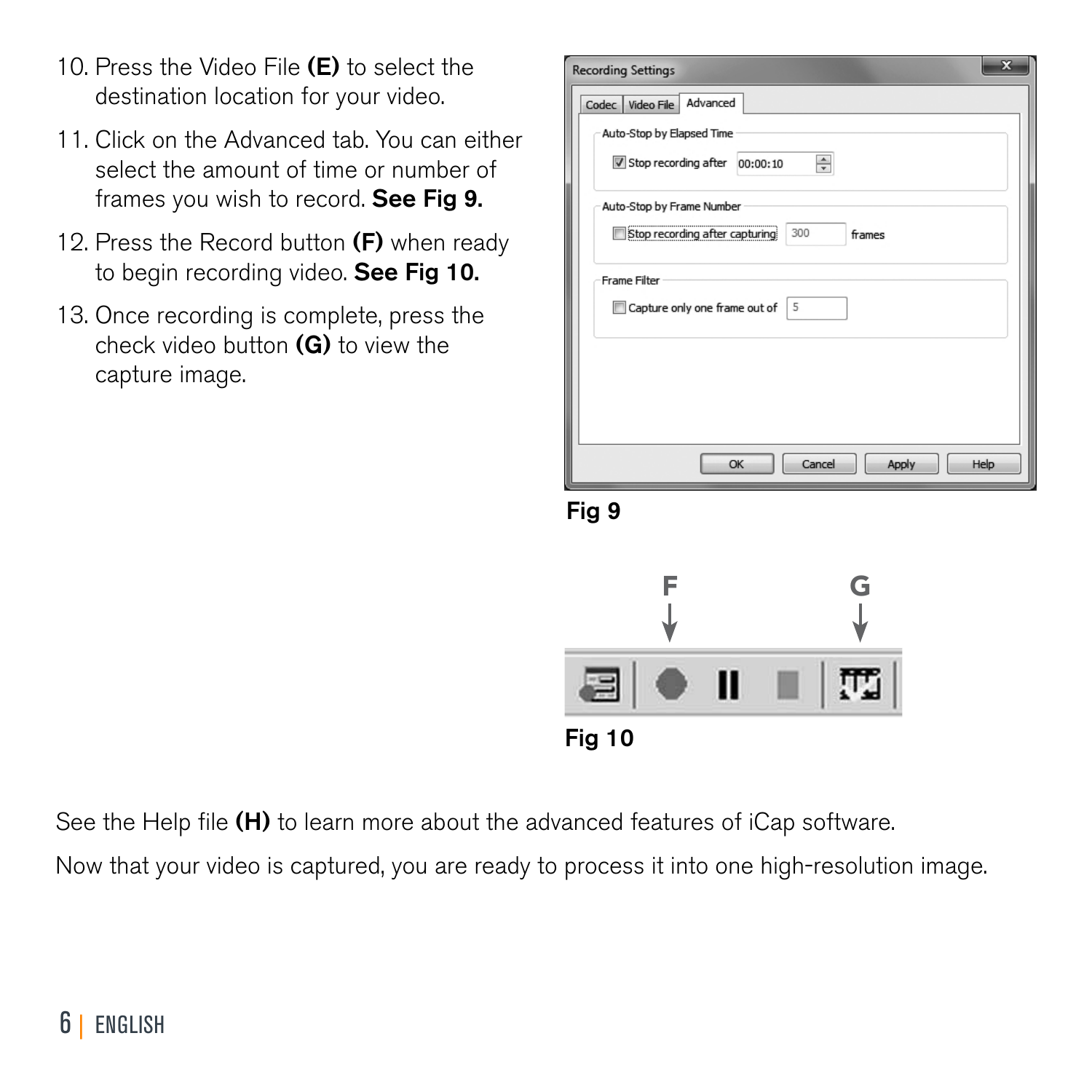10. Press the Video File **(E)** to select the destination location for your video.
11. Click on the Advanced tab. You can either select the amount of time or number of frames you wish to record. **See Fig 9.**
12. Press the Record button **(F)** when ready to begin recording video. **See Fig 10.**
13. Once recording is complete, press the check video button **(G)** to view the capture image.

**Fig 9**

**Fig 10**

See the Help file **(H)** to learn more about the advanced features of iCap software.

Now that your video is captured, you are ready to process it into one high-resolution image.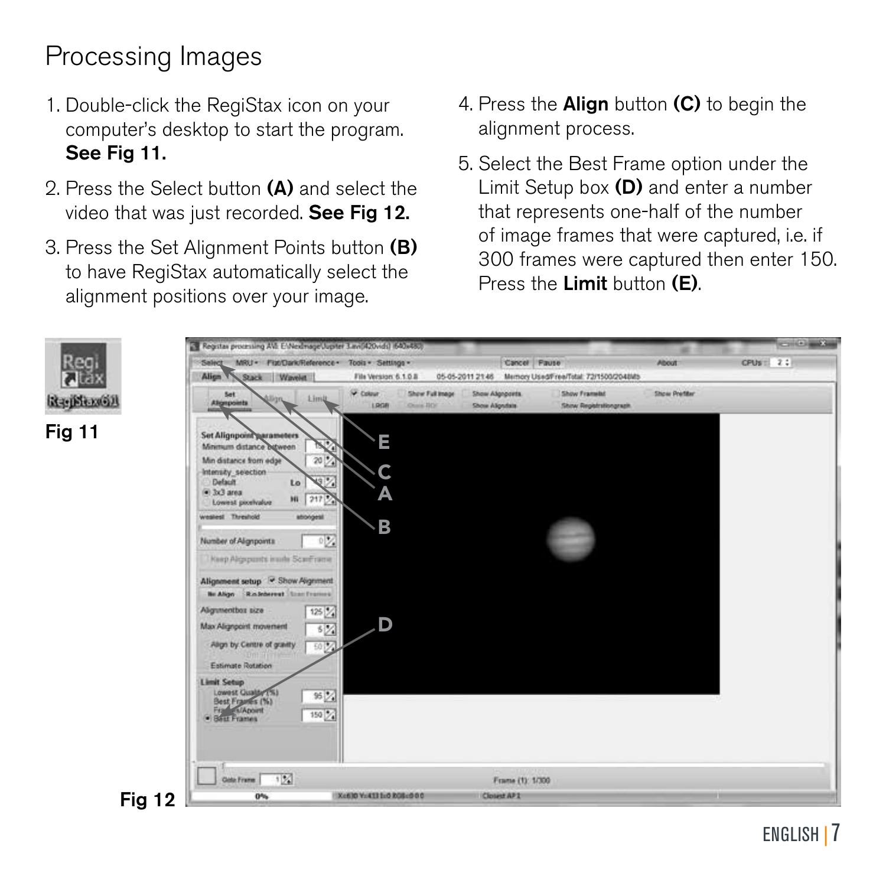# Processing Images

1. Double-click the RegiStax icon on your computer's desktop to start the program. **See Fig 11.**
2. Press the Select button **(A)** and select the video that was just recorded. **See Fig 12.**
3. Press the Set Alignment Points button **(B)** to have RegiStax automatically select the alignment positions over your image.
4. Press the **Align** button **(C)** to begin the alignment process.
5. Select the Best Frame option under the Limit Setup box **(D)** and enter a number that represents one-half of the number of image frames that were captured, i.e. if 300 frames were captured then enter 150. Press the **Limit** button **(E)**.

**Fig 11**

**Fig 12**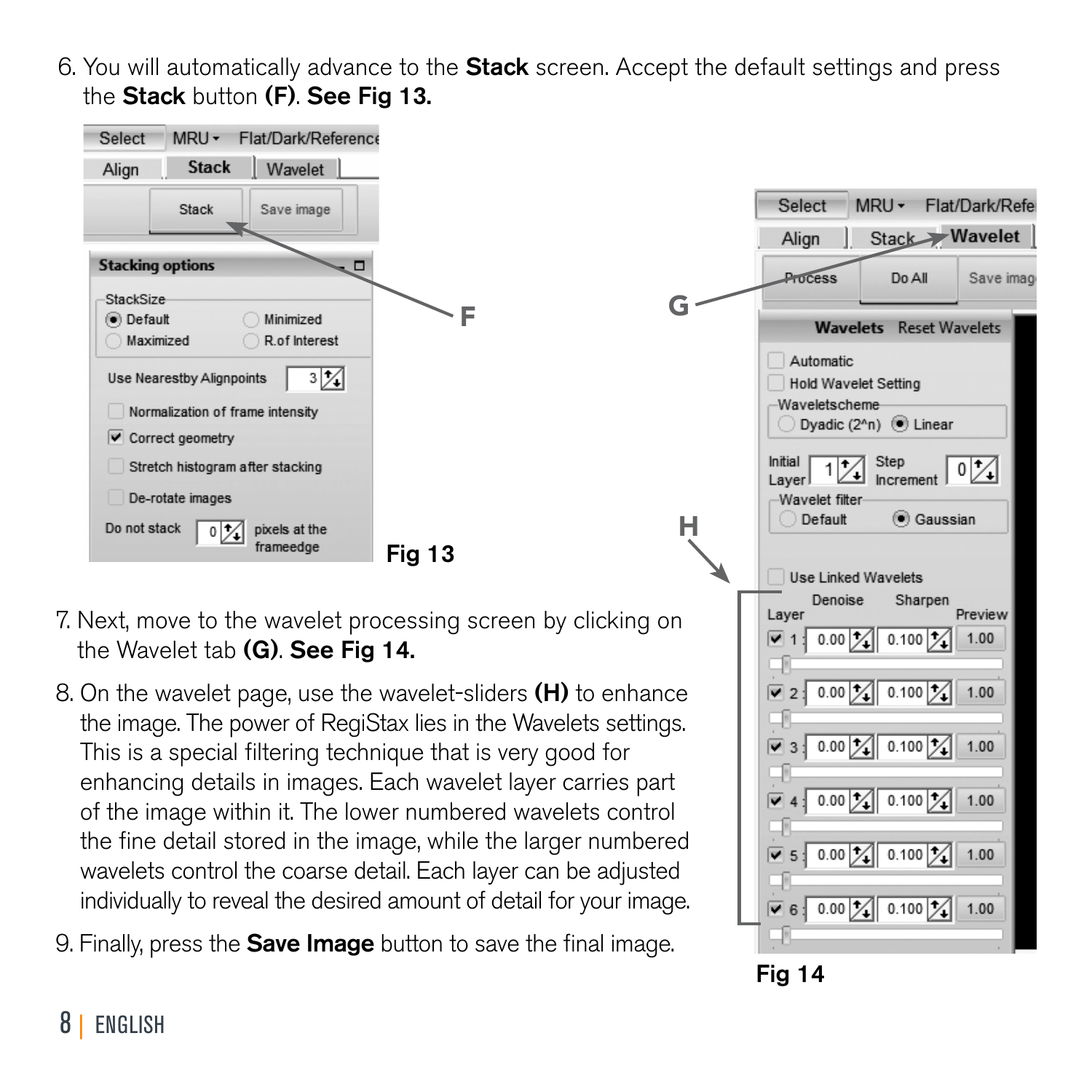6. You will automatically advance to the **Stack** screen. Accept the default settings and press the **Stack** button **(F)**. **See Fig 13.**

**Fig 13**

7. Next, move to the wavelet processing screen by clicking on the Wavelet tab **(G)**. **See Fig 14.**

8. On the wavelet page, use the wavelet-sliders **(H)** to enhance the image. The power of RegiStax lies in the Wavelets settings. This is a special filtering technique that is very good for enhancing details in images. Each wavelet layer carries part of the image within it. The lower numbered wavelets control the fine detail stored in the image, while the larger numbered wavelets control the coarse detail. Each layer can be adjusted individually to reveal the desired amount of detail for your image.

9. Finally, press the **Save Image** button to save the final image.

**Fig 14**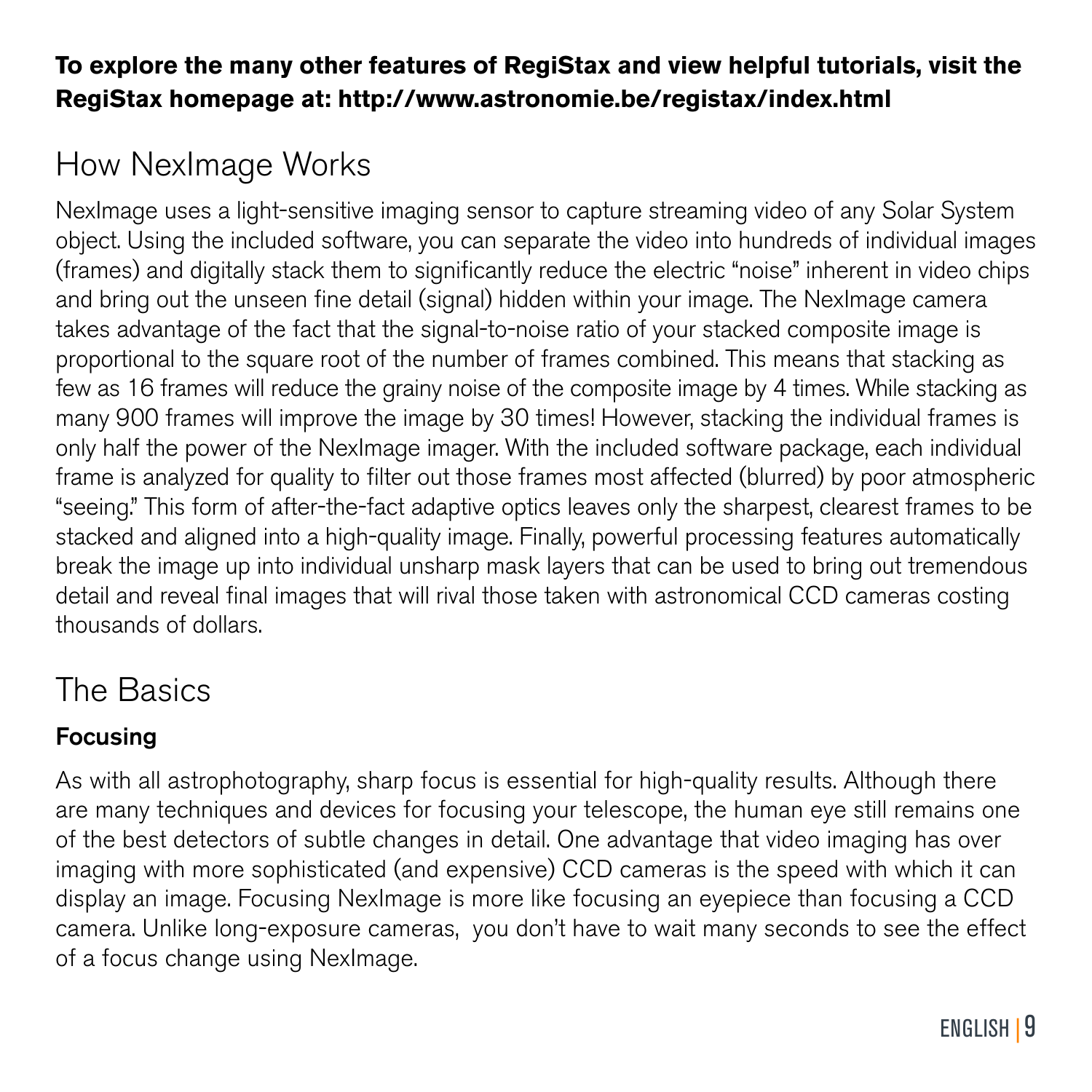**To explore the many other features of RegiStax and view helpful tutorials, visit the RegiStax homepage at: http://www.astronomie.be/registax/index.html**

## How NexImage Works

NexImage uses a light-sensitive imaging sensor to capture streaming video of any Solar System object. Using the included software, you can separate the video into hundreds of individual images (frames) and digitally stack them to significantly reduce the electric "noise" inherent in video chips and bring out the unseen fine detail (signal) hidden within your image. The NexImage camera takes advantage of the fact that the signal-to-noise ratio of your stacked composite image is proportional to the square root of the number of frames combined. This means that stacking as few as 16 frames will reduce the grainy noise of the composite image by 4 times. While stacking as many 900 frames will improve the image by 30 times! However, stacking the individual frames is only half the power of the NexImage imager. With the included software package, each individual frame is analyzed for quality to filter out those frames most affected (blurred) by poor atmospheric "seeing." This form of after-the-fact adaptive optics leaves only the sharpest, clearest frames to be stacked and aligned into a high-quality image. Finally, powerful processing features automatically break the image up into individual unsharp mask layers that can be used to bring out tremendous detail and reveal final images that will rival those taken with astronomical CCD cameras costing thousands of dollars.

## The Basics

### Focusing

As with all astrophotography, sharp focus is essential for high-quality results. Although there are many techniques and devices for focusing your telescope, the human eye still remains one of the best detectors of subtle changes in detail. One advantage that video imaging has over imaging with more sophisticated (and expensive) CCD cameras is the speed with which it can display an image. Focusing NexImage is more like focusing an eyepiece than focusing a CCD camera. Unlike long-exposure cameras, you don't have to wait many seconds to see the effect of a focus change using NexImage.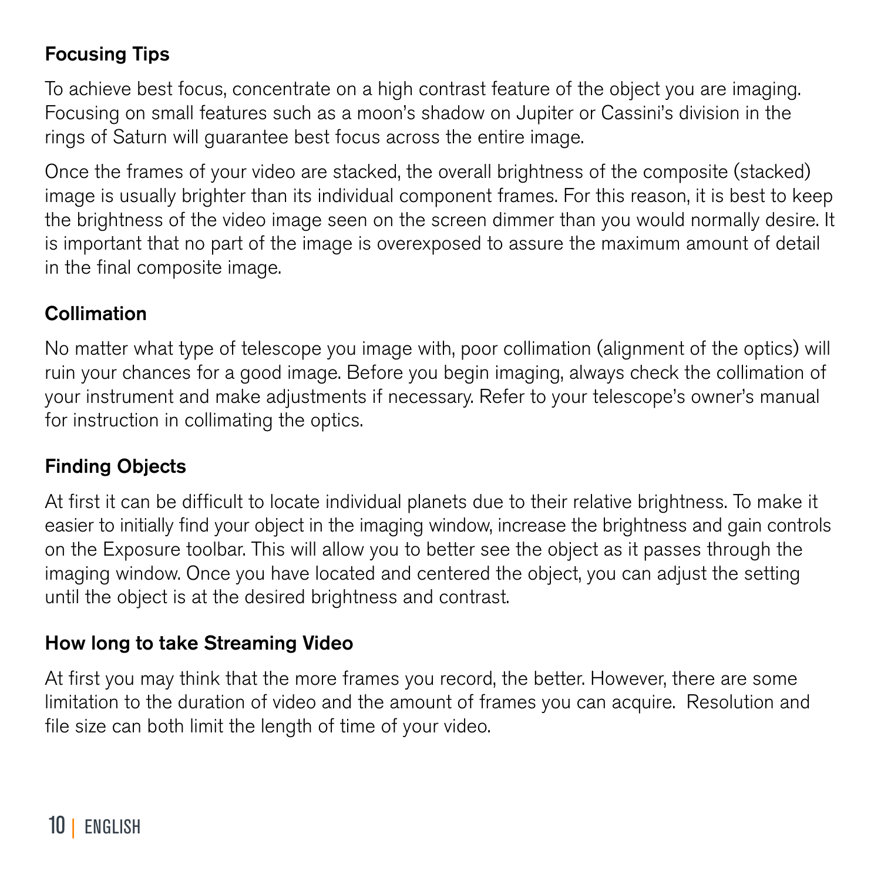### Focusing Tips

To achieve best focus, concentrate on a high contrast feature of the object you are imaging. Focusing on small features such as a moon's shadow on Jupiter or Cassini's division in the rings of Saturn will guarantee best focus across the entire image.

Once the frames of your video are stacked, the overall brightness of the composite (stacked) image is usually brighter than its individual component frames. For this reason, it is best to keep the brightness of the video image seen on the screen dimmer than you would normally desire. It is important that no part of the image is overexposed to assure the maximum amount of detail in the final composite image.

### Collimation

No matter what type of telescope you image with, poor collimation (alignment of the optics) will ruin your chances for a good image. Before you begin imaging, always check the collimation of your instrument and make adjustments if necessary. Refer to your telescope's owner's manual for instruction in collimating the optics.

### Finding Objects

At first it can be difficult to locate individual planets due to their relative brightness. To make it easier to initially find your object in the imaging window, increase the brightness and gain controls on the Exposure toolbar. This will allow you to better see the object as it passes through the imaging window. Once you have located and centered the object, you can adjust the setting until the object is at the desired brightness and contrast.

### How long to take Streaming Video

At first you may think that the more frames you record, the better. However, there are some limitation to the duration of video and the amount of frames you can acquire. Resolution and file size can both limit the length of time of your video.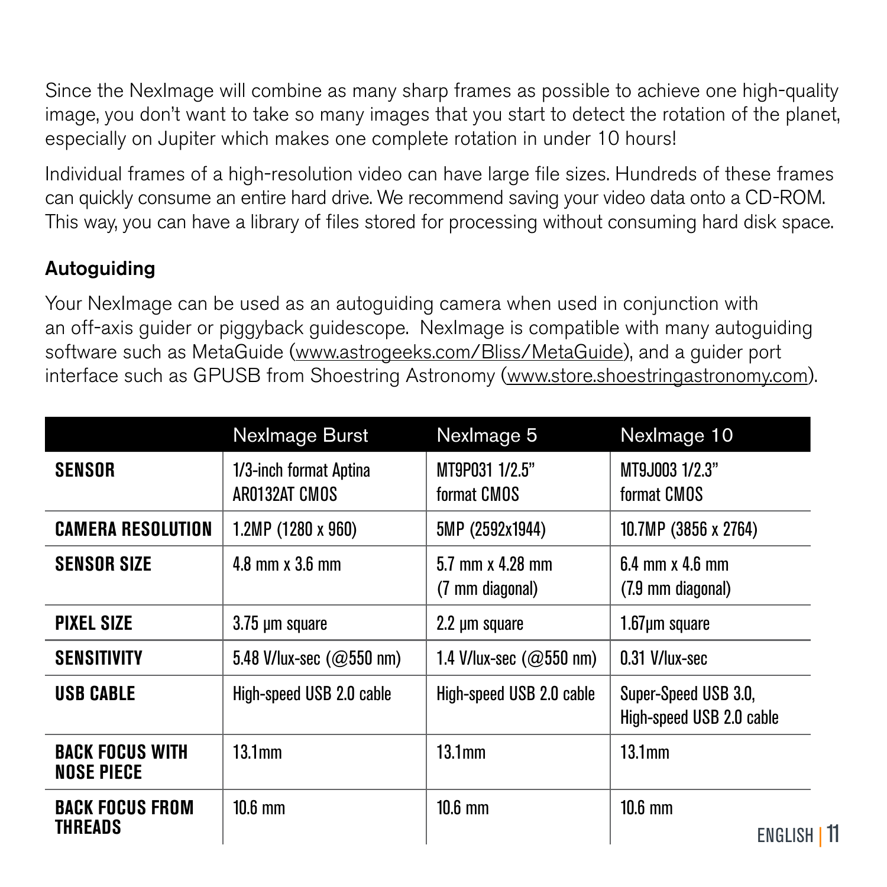Since the NexImage will combine as many sharp frames as possible to achieve one high-quality image, you don't want to take so many images that you start to detect the rotation of the planet, especially on Jupiter which makes one complete rotation in under 10 hours!

Individual frames of a high-resolution video can have large file sizes. Hundreds of these frames can quickly consume an entire hard drive. We recommend saving your video data onto a CD-ROM. This way, you can have a library of files stored for processing without consuming hard disk space.

### Autoguiding

Your NexImage can be used as an autoguiding camera when used in conjunction with an off-axis guider or piggyback guidescope. NexImage is compatible with many autoguiding software such as MetaGuide (www.astrogeeks.com/Bliss/MetaGuide), and a guider port interface such as GPUSB from Shoestring Astronomy (www.store.shoestringastronomy.com).

| | NexImage Burst | NexImage 5 | NexImage 10 |
|---|---|---|---|
| **SENSOR** | 1/3-inch format Aptina AR0132AT CMOS | MT9P031 1/2.5" format CMOS | MT9J003 1/2.3" format CMOS |
| **CAMERA RESOLUTION** | 1.2MP (1280 x 960) | 5MP (2592x1944) | 10.7MP (3856 x 2764) |
| **SENSOR SIZE** | 4.8 mm x 3.6 mm | 5.7 mm x 4.28 mm (7 mm diagonal) | 6.4 mm x 4.6 mm (7.9 mm diagonal) |
| **PIXEL SIZE** | 3.75 µm square | 2.2 µm square | 1.67µm square |
| **SENSITIVITY** | 5.48 V/lux-sec (@550 nm) | 1.4 V/lux-sec (@550 nm) | 0.31 V/lux-sec |
| **USB CABLE** | High-speed USB 2.0 cable | High-speed USB 2.0 cable | Super-Speed USB 3.0, High-speed USB 2.0 cable |
| **BACK FOCUS WITH NOSE PIECE** | 13.1mm | 13.1mm | 13.1mm |
| **BACK FOCUS FROM THREADS** | 10.6 mm | 10.6 mm | 10.6 mm |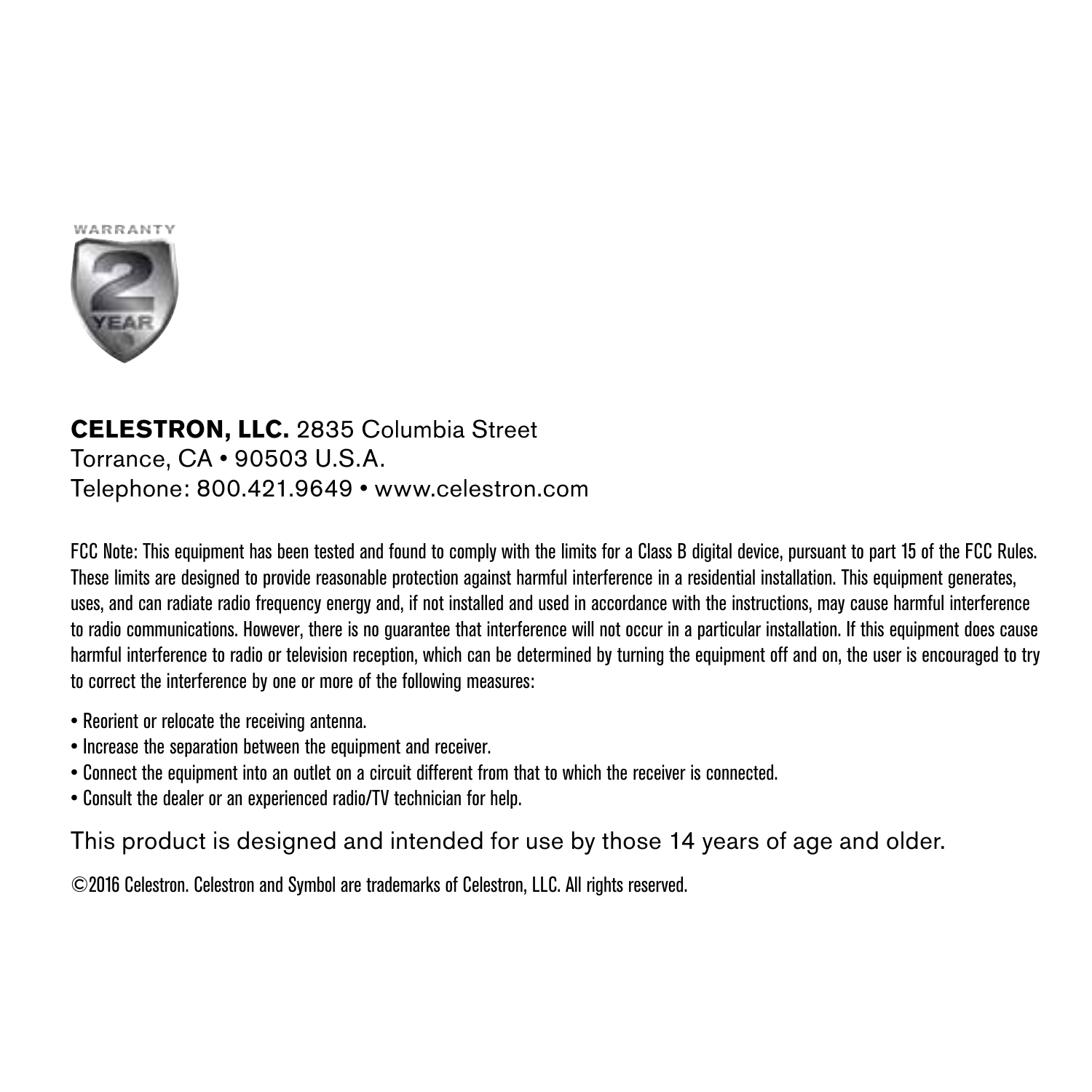WARRANTY

2 YEAR

**CELESTRON, LLC.** 2835 Columbia Street
Torrance, CA • 90503 U.S.A.
Telephone: 800.421.9649 • www.celestron.com

FCC Note: This equipment has been tested and found to comply with the limits for a Class B digital device, pursuant to part 15 of the FCC Rules. These limits are designed to provide reasonable protection against harmful interference in a residential installation. This equipment generates, uses, and can radiate radio frequency energy and, if not installed and used in accordance with the instructions, may cause harmful interference to radio communications. However, there is no guarantee that interference will not occur in a particular installation. If this equipment does cause harmful interference to radio or television reception, which can be determined by turning the equipment off and on, the user is encouraged to try to correct the interference by one or more of the following measures:

- Reorient or relocate the receiving antenna.
- Increase the separation between the equipment and receiver.
- Connect the equipment into an outlet on a circuit different from that to which the receiver is connected.
- Consult the dealer or an experienced radio/TV technician for help.

This product is designed and intended for use by those 14 years of age and older.

©2016 Celestron. Celestron and Symbol are trademarks of Celestron, LLC. All rights reserved.